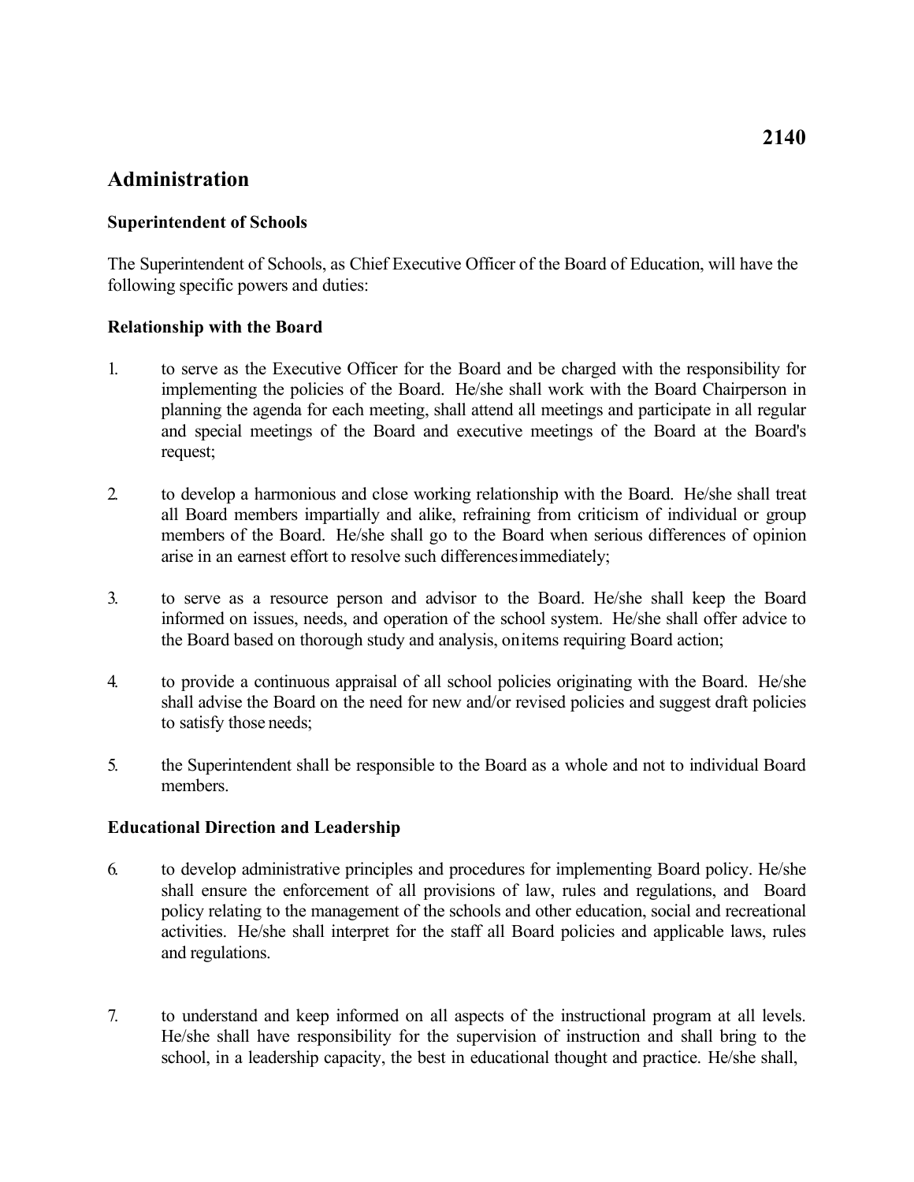2140

# Administration

### Superintendent of Schools

The Superintendent of Schools, as Chief Executive Officer of the Board of Education, will have the following specific powers and duties:

### Relationship with the Board

1. to serve as the Executive Officer for the Board and be charged with the responsibility for implementing the policies of the Board. He/she shall work with the Board Chairperson in planning the agenda for each meeting, shall attend all meetings and participate in all regular and special meetings of the Board and executive meetings of the Board at the Board's request;

2. to develop a harmonious and close working relationship with the Board. He/she shall treat all Board members impartially and alike, refraining from criticism of individual or group members of the Board. He/she shall go to the Board when serious differences of opinion arise in an earnest effort to resolve such differences immediately;

3. to serve as a resource person and advisor to the Board. He/she shall keep the Board informed on issues, needs, and operation of the school system. He/she shall offer advice to the Board based on thorough study and analysis, on items requiring Board action;

4. to provide a continuous appraisal of all school policies originating with the Board. He/she shall advise the Board on the need for new and/or revised policies and suggest draft policies to satisfy those needs;

5. the Superintendent shall be responsible to the Board as a whole and not to individual Board members.

### Educational Direction and Leadership

6. to develop administrative principles and procedures for implementing Board policy. He/she shall ensure the enforcement of all provisions of law, rules and regulations, and Board policy relating to the management of the schools and other education, social and recreational activities. He/she shall interpret for the staff all Board policies and applicable laws, rules and regulations.

7. to understand and keep informed on all aspects of the instructional program at all levels. He/she shall have responsibility for the supervision of instruction and shall bring to the school, in a leadership capacity, the best in educational thought and practice. He/she shall,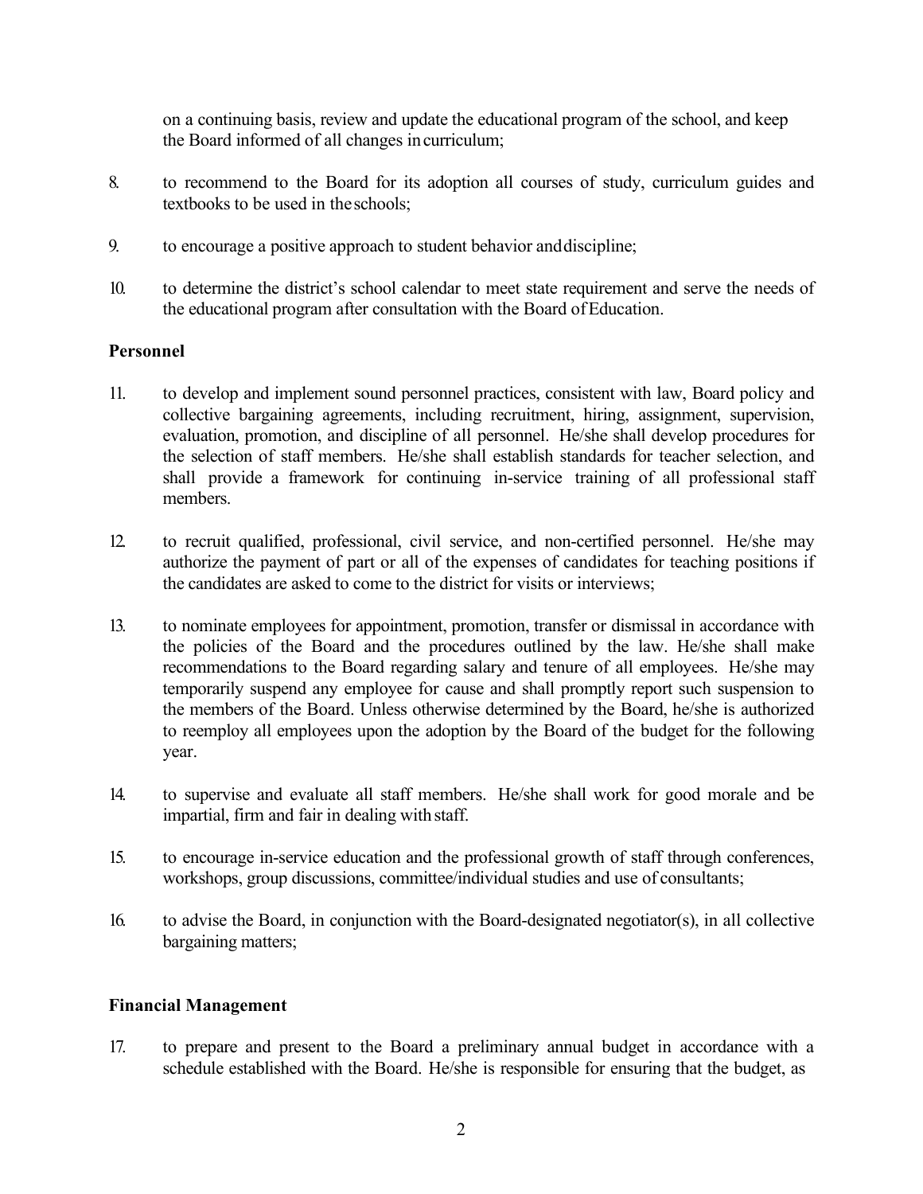on a continuing basis, review and update the educational program of the school, and keep the Board informed of all changes in curriculum;

8. to recommend to the Board for its adoption all courses of study, curriculum guides and textbooks to be used in the schools;

9. to encourage a positive approach to student behavior and discipline;

10. to determine the district's school calendar to meet state requirement and serve the needs of the educational program after consultation with the Board of Education.

**Personnel**

11. to develop and implement sound personnel practices, consistent with law, Board policy and collective bargaining agreements, including recruitment, hiring, assignment, supervision, evaluation, promotion, and discipline of all personnel. He/she shall develop procedures for the selection of staff members. He/she shall establish standards for teacher selection, and shall provide a framework for continuing in-service training of all professional staff members.

12. to recruit qualified, professional, civil service, and non-certified personnel. He/she may authorize the payment of part or all of the expenses of candidates for teaching positions if the candidates are asked to come to the district for visits or interviews;

13. to nominate employees for appointment, promotion, transfer or dismissal in accordance with the policies of the Board and the procedures outlined by the law. He/she shall make recommendations to the Board regarding salary and tenure of all employees. He/she may temporarily suspend any employee for cause and shall promptly report such suspension to the members of the Board. Unless otherwise determined by the Board, he/she is authorized to reemploy all employees upon the adoption by the Board of the budget for the following year.

14. to supervise and evaluate all staff members. He/she shall work for good morale and be impartial, firm and fair in dealing with staff.

15. to encourage in-service education and the professional growth of staff through conferences, workshops, group discussions, committee/individual studies and use of consultants;

16. to advise the Board, in conjunction with the Board-designated negotiator(s), in all collective bargaining matters;

**Financial Management**

17. to prepare and present to the Board a preliminary annual budget in accordance with a schedule established with the Board. He/she is responsible for ensuring that the budget, as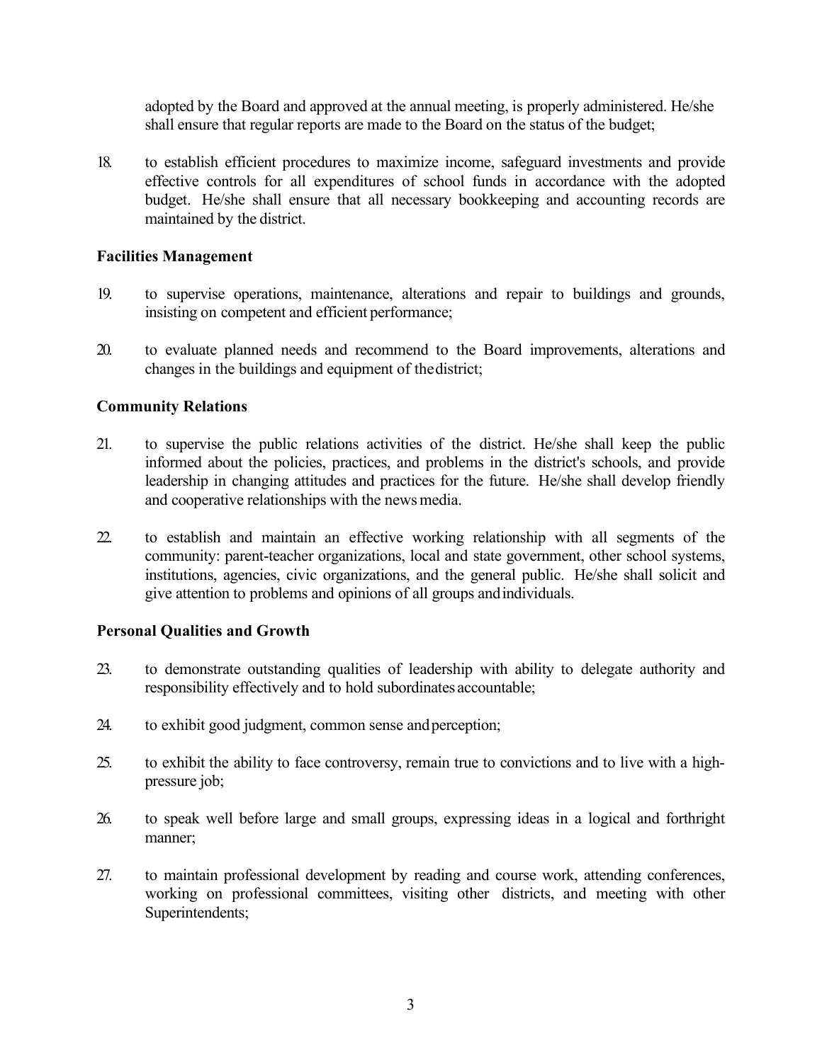adopted by the Board and approved at the annual meeting, is properly administered. He/she shall ensure that regular reports are made to the Board on the status of the budget;

18. to establish efficient procedures to maximize income, safeguard investments and provide effective controls for all expenditures of school funds in accordance with the adopted budget. He/she shall ensure that all necessary bookkeeping and accounting records are maintained by the district.

**Facilities Management**

19. to supervise operations, maintenance, alterations and repair to buildings and grounds, insisting on competent and efficient performance;

20. to evaluate planned needs and recommend to the Board improvements, alterations and changes in the buildings and equipment of the district;

**Community Relations**

21. to supervise the public relations activities of the district. He/she shall keep the public informed about the policies, practices, and problems in the district's schools, and provide leadership in changing attitudes and practices for the future. He/she shall develop friendly and cooperative relationships with the news media.

22. to establish and maintain an effective working relationship with all segments of the community: parent-teacher organizations, local and state government, other school systems, institutions, agencies, civic organizations, and the general public. He/she shall solicit and give attention to problems and opinions of all groups and individuals.

**Personal Qualities and Growth**

23. to demonstrate outstanding qualities of leadership with ability to delegate authority and responsibility effectively and to hold subordinates accountable;

24. to exhibit good judgment, common sense and perception;

25. to exhibit the ability to face controversy, remain true to convictions and to live with a high-pressure job;

26. to speak well before large and small groups, expressing ideas in a logical and forthright manner;

27. to maintain professional development by reading and course work, attending conferences, working on professional committees, visiting other districts, and meeting with other Superintendents;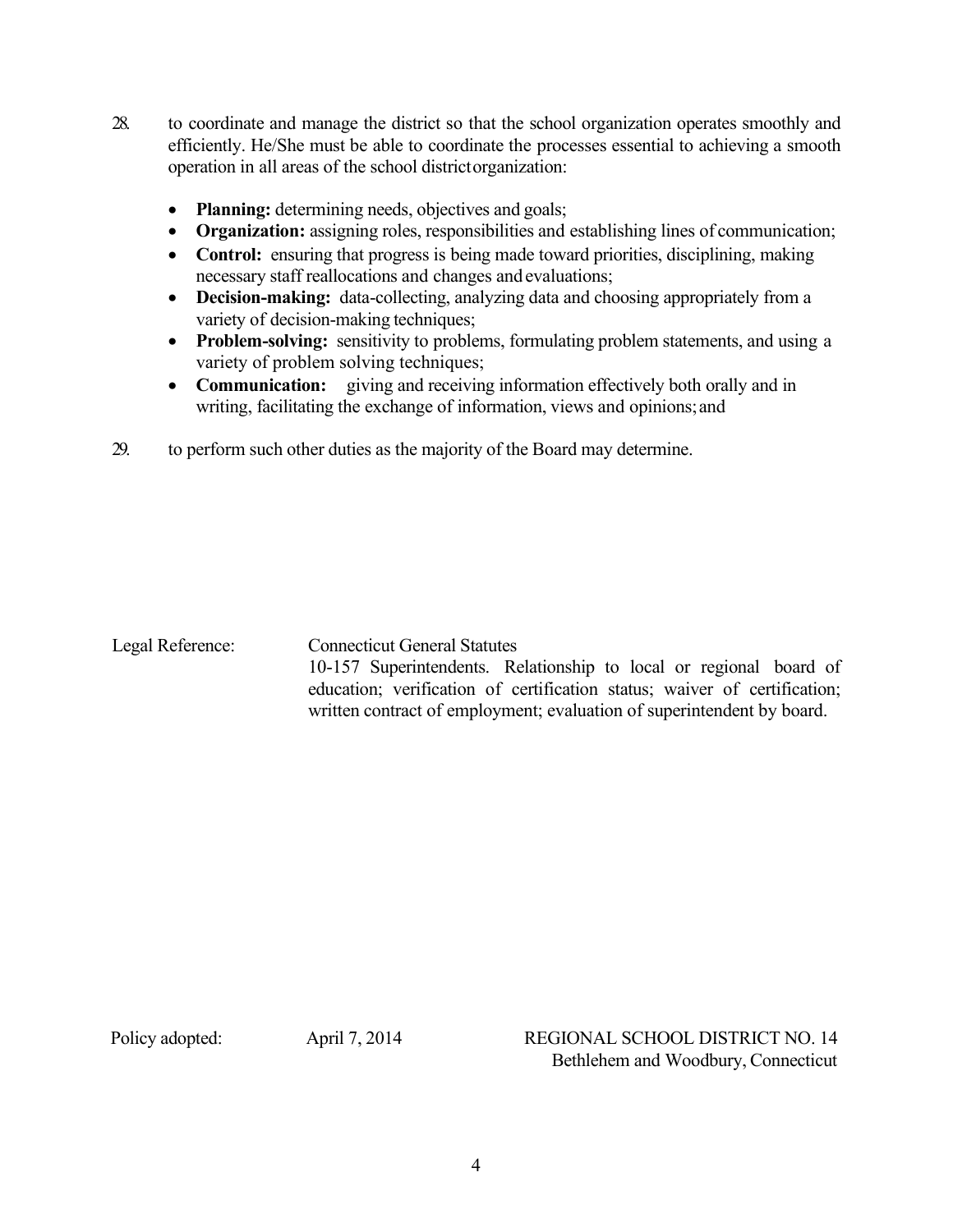28. to coordinate and manage the district so that the school organization operates smoothly and efficiently. He/She must be able to coordinate the processes essential to achieving a smooth operation in all areas of the school district organization:

    - **Planning:** determining needs, objectives and goals;
    - **Organization:** assigning roles, responsibilities and establishing lines of communication;
    - **Control:** ensuring that progress is being made toward priorities, disciplining, making necessary staff reallocations and changes and evaluations;
    - **Decision-making:** data-collecting, analyzing data and choosing appropriately from a variety of decision-making techniques;
    - **Problem-solving:** sensitivity to problems, formulating problem statements, and using a variety of problem solving techniques;
    - **Communication:** giving and receiving information effectively both orally and in writing, facilitating the exchange of information, views and opinions; and

29. to perform such other duties as the majority of the Board may determine.

Legal Reference: Connecticut General Statutes

10-157 Superintendents. Relationship to local or regional board of education; verification of certification status; waiver of certification; written contract of employment; evaluation of superintendent by board.

Policy adopted: April 7, 2014

REGIONAL SCHOOL DISTRICT NO. 14
Bethlehem and Woodbury, Connecticut